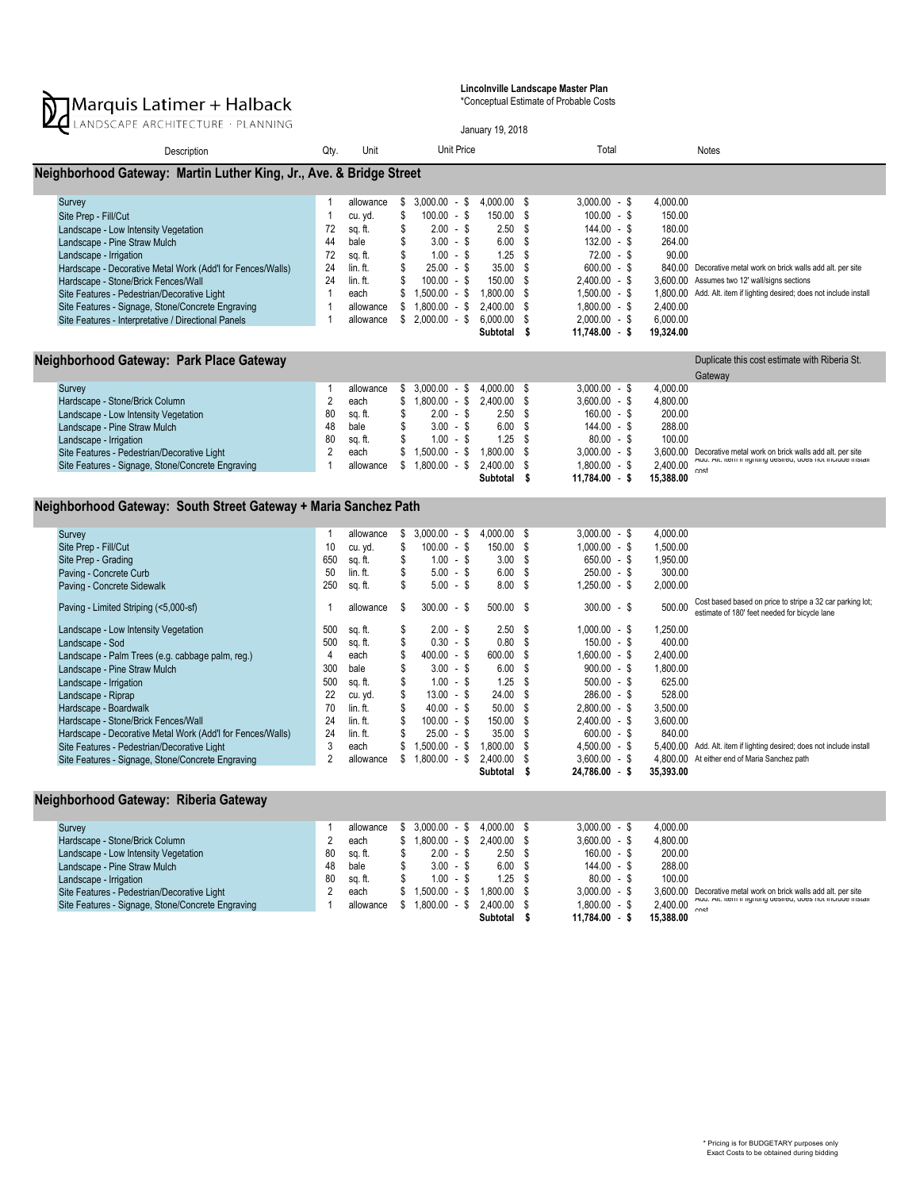**Marquis Latimer + Halback**
LANDSCAPE ARCHITECTURE · PLANNING

**Lincolnville Landscape Master Plan**
*Conceptual Estimate of Probable Costs

January 19, 2018

## Neighborhood Gateway: Martin Luther King, Jr., Ave. & Bridge Street

| Description | Qty. | Unit | Unit Price | Total | Notes |
|---|---|---|---|---|---|
| Survey | 1 | allowance | $ 3,000.00 - $ 4,000.00 | $ 3,000.00 - $ 4,000.00 | |
| Site Prep - Fill/Cut | 1 | cu. yd. | $ 100.00 - $ 150.00 | $ 100.00 - $ 150.00 | |
| Landscape - Low Intensity Vegetation | 72 | sq. ft. | $ 2.00 - $ 2.50 | $ 144.00 - $ 180.00 | |
| Landscape - Pine Straw Mulch | 44 | bale | $ 3.00 - $ 6.00 | $ 132.00 - $ 264.00 | |
| Landscape - Irrigation | 72 | sq. ft. | $ 1.00 - $ 1.25 | $ 72.00 - $ 90.00 | |
| Hardscape - Decorative Metal Work (Add'l for Fences/Walls) | 24 | lin. ft. | $ 25.00 - $ 35.00 | $ 600.00 - $ 840.00 | Decorative metal work on brick walls add alt. per site |
| Hardscape - Stone/Brick Fences/Wall | 24 | lin. ft. | $ 100.00 - $ 150.00 | $ 2,400.00 - $ 3,600.00 | Assumes two 12' wall/signs sections |
| Site Features - Pedestrian/Decorative Light | 1 | each | $ 1,500.00 - $ 1,800.00 | $ 1,500.00 - $ 1,800.00 | Add. Alt. item if lighting desired; does not include install |
| Site Features - Signage, Stone/Concrete Engraving | 1 | allowance | $ 1,800.00 - $ 2,400.00 | $ 1,800.00 - $ 2,400.00 | |
| Site Features - Interpretative / Directional Panels | 1 | allowance | $ 2,000.00 - $ 6,000.00 | $ 2,000.00 - $ 6,000.00 | |
| | | | **Subtotal** | **$ 11,748.00 - $ 19,324.00** | |

## Neighborhood Gateway: Park Place Gateway

Duplicate this cost estimate with Riberia St. Gateway

| Description | Qty. | Unit | Unit Price | Total | Notes |
|---|---|---|---|---|---|
| Survey | 1 | allowance | $ 3,000.00 - $ 4,000.00 | $ 3,000.00 - $ 4,000.00 | |
| Hardscape - Stone/Brick Column | 2 | each | $ 1,800.00 - $ 2,400.00 | $ 3,600.00 - $ 4,800.00 | |
| Landscape - Low Intensity Vegetation | 80 | sq. ft. | $ 2.00 - $ 2.50 | $ 160.00 - $ 200.00 | |
| Landscape - Pine Straw Mulch | 48 | bale | $ 3.00 - $ 6.00 | $ 144.00 - $ 288.00 | |
| Landscape - Irrigation | 80 | sq. ft. | $ 1.00 - $ 1.25 | $ 80.00 - $ 100.00 | |
| Site Features - Pedestrian/Decorative Light | 2 | each | $ 1,500.00 - $ 1,800.00 | $ 3,000.00 - $ 3,600.00 | Decorative metal work on brick walls add alt. per site |
| Site Features - Signage, Stone/Concrete Engraving | 1 | allowance | $ 1,800.00 - $ 2,400.00 | $ 1,800.00 - $ 2,400.00 | Add. Alt. item if lighting desired; does not include install cost |
| | | | **Subtotal** | **$ 11,784.00 - $ 15,388.00** | |

## Neighborhood Gateway: South Street Gateway + Maria Sanchez Path

| Description | Qty. | Unit | Unit Price | Total | Notes |
|---|---|---|---|---|---|
| Survey | 1 | allowance | $ 3,000.00 - $ 4,000.00 | $ 3,000.00 - $ 4,000.00 | |
| Site Prep - Fill/Cut | 10 | cu. yd. | $ 100.00 - $ 150.00 | $ 1,000.00 - $ 1,500.00 | |
| Site Prep - Grading | 650 | sq. ft. | $ 1.00 - $ 3.00 | $ 650.00 - $ 1,950.00 | |
| Paving - Concrete Curb | 50 | lin. ft. | $ 5.00 - $ 6.00 | $ 250.00 - $ 300.00 | |
| Paving - Concrete Sidewalk | 250 | sq. ft. | $ 5.00 - $ 8.00 | $ 1,250.00 - $ 2,000.00 | |
| Paving - Limited Striping (<5,000-sf) | 1 | allowance | $ 300.00 - $ 500.00 | $ 300.00 - $ 500.00 | Cost based based on price to stripe a 32 car parking lot; estimate of 180' feet needed for bicycle lane |
| Landscape - Low Intensity Vegetation | 500 | sq. ft. | $ 2.00 - $ 2.50 | $ 1,000.00 - $ 1,250.00 | |
| Landscape - Sod | 500 | sq. ft. | $ 0.30 - $ 0.80 | $ 150.00 - $ 400.00 | |
| Landscape - Palm Trees (e.g. cabbage palm, reg.) | 4 | each | $ 400.00 - $ 600.00 | $ 1,600.00 - $ 2,400.00 | |
| Landscape - Pine Straw Mulch | 300 | bale | $ 3.00 - $ 6.00 | $ 900.00 - $ 1,800.00 | |
| Landscape - Irrigation | 500 | sq. ft. | $ 1.00 - $ 1.25 | $ 500.00 - $ 625.00 | |
| Landscape - Riprap | 22 | cu. yd. | $ 13.00 - $ 24.00 | $ 286.00 - $ 528.00 | |
| Hardscape - Boardwalk | 70 | lin. ft. | $ 40.00 - $ 50.00 | $ 2,800.00 - $ 3,500.00 | |
| Hardscape - Stone/Brick Fences/Wall | 24 | lin. ft. | $ 100.00 - $ 150.00 | $ 2,400.00 - $ 3,600.00 | |
| Hardscape - Decorative Metal Work (Add'l for Fences/Walls) | 24 | lin. ft. | $ 25.00 - $ 35.00 | $ 600.00 - $ 840.00 | |
| Site Features - Pedestrian/Decorative Light | 3 | each | $ 1,500.00 - $ 1,800.00 | $ 4,500.00 - $ 5,400.00 | Add. Alt. item if lighting desired; does not include install |
| Site Features - Signage, Stone/Concrete Engraving | 2 | allowance | $ 1,800.00 - $ 2,400.00 | $ 3,600.00 - $ 4,800.00 | At either end of Maria Sanchez path |
| | | | **Subtotal** | **$ 24,786.00 - $ 35,393.00** | |

## Neighborhood Gateway: Riberia Gateway

| Description | Qty. | Unit | Unit Price | Total | Notes |
|---|---|---|---|---|---|
| Survey | 1 | allowance | $ 3,000.00 - $ 4,000.00 | $ 3,000.00 - $ 4,000.00 | |
| Hardscape - Stone/Brick Column | 2 | each | $ 1,800.00 - $ 2,400.00 | $ 3,600.00 - $ 4,800.00 | |
| Landscape - Low Intensity Vegetation | 80 | sq. ft. | $ 2.00 - $ 2.50 | $ 160.00 - $ 200.00 | |
| Landscape - Pine Straw Mulch | 48 | bale | $ 3.00 - $ 6.00 | $ 144.00 - $ 288.00 | |
| Landscape - Irrigation | 80 | sq. ft. | $ 1.00 - $ 1.25 | $ 80.00 - $ 100.00 | |
| Site Features - Pedestrian/Decorative Light | 2 | each | $ 1,500.00 - $ 1,800.00 | $ 3,000.00 - $ 3,600.00 | Decorative metal work on brick walls add alt. per site |
| Site Features - Signage, Stone/Concrete Engraving | 1 | allowance | $ 1,800.00 - $ 2,400.00 | $ 1,800.00 - $ 2,400.00 | Add. Alt. item if lighting desired; does not include install cost |
| | | | **Subtotal** | **$ 11,784.00 - $ 15,388.00** | |

\* Pricing is for BUDGETARY purposes only
Exact Costs to be obtained during bidding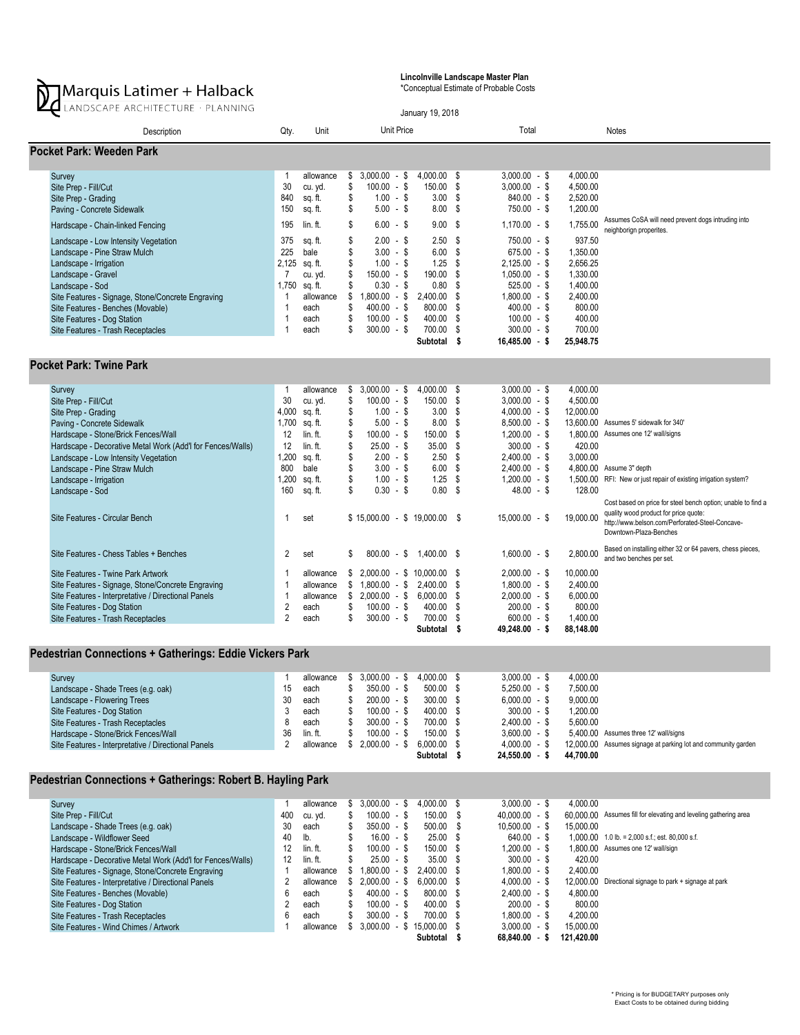Marquis Latimer + Halback
LANDSCAPE ARCHITECTURE · PLANNING

**Lincolnville Landscape Master Plan**
*Conceptual Estimate of Probable Costs

January 19, 2018

| Description | Qty. | Unit | Unit Price | Total | Notes |
|---|---|---|---|---|---|
| **Pocket Park: Weeden Park** | | | | | |
| Survey | 1 | allowance | $ 3,000.00 - $ 4,000.00 | $ 3,000.00 - $ 4,000.00 | |
| Site Prep - Fill/Cut | 30 | cu. yd. | $ 100.00 - $ 150.00 | $ 3,000.00 - $ 4,500.00 | |
| Site Prep - Grading | 840 | sq. ft. | $ 1.00 - $ 3.00 | $ 840.00 - $ 2,520.00 | |
| Paving - Concrete Sidewalk | 150 | sq. ft. | $ 5.00 - $ 8.00 | $ 750.00 - $ 1,200.00 | |
| Hardscape - Chain-linked Fencing | 195 | lin. ft. | $ 6.00 - $ 9.00 | $ 1,170.00 - $ 1,755.00 | Assumes CoSA will need prevent dogs intruding into neighborign properites. |
| Landscape - Low Intensity Vegetation | 375 | sq. ft. | $ 2.00 - $ 2.50 | $ 750.00 - $ 937.50 | |
| Landscape - Pine Straw Mulch | 225 | bale | $ 3.00 - $ 6.00 | $ 675.00 - $ 1,350.00 | |
| Landscape - Irrigation | 2,125 | sq. ft. | $ 1.00 - $ 1.25 | $ 2,125.00 - $ 2,656.25 | |
| Landscape - Gravel | 7 | cu. yd. | $ 150.00 - $ 190.00 | $ 1,050.00 - $ 1,330.00 | |
| Landscape - Sod | 1,750 | sq. ft. | $ 0.30 - $ 0.80 | $ 525.00 - $ 1,400.00 | |
| Site Features - Signage, Stone/Concrete Engraving | 1 | allowance | $ 1,800.00 - $ 2,400.00 | $ 1,800.00 - $ 2,400.00 | |
| Site Features - Benches (Movable) | 1 | each | $ 400.00 - $ 800.00 | $ 400.00 - $ 800.00 | |
| Site Features - Dog Station | 1 | each | $ 100.00 - $ 400.00 | $ 100.00 - $ 400.00 | |
| Site Features - Trash Receptacles | 1 | each | $ 300.00 - $ 700.00 | $ 300.00 - $ 700.00 | |
| | | | **Subtotal** | **$ 16,485.00 - $ 25,948.75** | |
| **Pocket Park: Twine Park** | | | | | |
| Survey | 1 | allowance | $ 3,000.00 - $ 4,000.00 | $ 3,000.00 - $ 4,000.00 | |
| Site Prep - Fill/Cut | 30 | cu. yd. | $ 100.00 - $ 150.00 | $ 3,000.00 - $ 4,500.00 | |
| Site Prep - Grading | 4,000 | sq. ft. | $ 1.00 - $ 3.00 | $ 4,000.00 - $ 12,000.00 | |
| Paving - Concrete Sidewalk | 1,700 | sq. ft. | $ 5.00 - $ 8.00 | $ 8,500.00 - $ 13,600.00 | Assumes 5' sidewalk for 340' |
| Hardscape - Stone/Brick Fences/Wall | 12 | lin. ft. | $ 100.00 - $ 150.00 | $ 1,200.00 - $ 1,800.00 | Assumes one 12' wall/signs |
| Hardscape - Decorative Metal Work (Add'l for Fences/Walls) | 12 | lin. ft. | $ 25.00 - $ 35.00 | $ 300.00 - $ 420.00 | |
| Landscape - Low Intensity Vegetation | 1,200 | sq. ft. | $ 2.00 - $ 2.50 | $ 2,400.00 - $ 3,000.00 | |
| Landscape - Pine Straw Mulch | 800 | bale | $ 3.00 - $ 6.00 | $ 2,400.00 - $ 4,800.00 | Assume 3" depth |
| Landscape - Irrigation | 1,200 | sq. ft. | $ 1.00 - $ 1.25 | $ 1,200.00 - $ 1,500.00 | RFI: New or just repair of existing irrigation system? |
| Landscape - Sod | 160 | sq. ft. | $ 0.30 - $ 0.80 | $ 48.00 - $ 128.00 | |
| Site Features - Circular Bench | 1 | set | $ 15,000.00 - $ 19,000.00 | $ 15,000.00 - $ 19,000.00 | Cost based on price for steel bench option; unable to find a quality wood product for price quote: http://www.belson.com/Perforated-Steel-Concave-Downtown-Plaza-Benches |
| Site Features - Chess Tables + Benches | 2 | set | $ 800.00 - $ 1,400.00 | $ 1,600.00 - $ 2,800.00 | Based on installing either 32 or 64 pavers, chess pieces, and two benches per set. |
| Site Features - Twine Park Artwork | 1 | allowance | $ 2,000.00 - $ 10,000.00 | $ 2,000.00 - $ 10,000.00 | |
| Site Features - Signage, Stone/Concrete Engraving | 1 | allowance | $ 1,800.00 - $ 2,400.00 | $ 1,800.00 - $ 2,400.00 | |
| Site Features - Interpretative / Directional Panels | 1 | allowance | $ 2,000.00 - $ 6,000.00 | $ 2,000.00 - $ 6,000.00 | |
| Site Features - Dog Station | 2 | each | $ 100.00 - $ 400.00 | $ 200.00 - $ 800.00 | |
| Site Features - Trash Receptacles | 2 | each | $ 300.00 - $ 700.00 | $ 600.00 - $ 1,400.00 | |
| | | | **Subtotal** | **$ 49,248.00 - $ 88,148.00** | |
| **Pedestrian Connections + Gatherings: Eddie Vickers Park** | | | | | |
| Survey | 1 | allowance | $ 3,000.00 - $ 4,000.00 | $ 3,000.00 - $ 4,000.00 | |
| Landscape - Shade Trees (e.g. oak) | 15 | each | $ 350.00 - $ 500.00 | $ 5,250.00 - $ 7,500.00 | |
| Landscape - Flowering Trees | 30 | each | $ 200.00 - $ 300.00 | $ 6,000.00 - $ 9,000.00 | |
| Site Features - Dog Station | 3 | each | $ 100.00 - $ 400.00 | $ 300.00 - $ 1,200.00 | |
| Site Features - Trash Receptacles | 8 | each | $ 300.00 - $ 700.00 | $ 2,400.00 - $ 5,600.00 | |
| Hardscape - Stone/Brick Fences/Wall | 36 | lin. ft. | $ 100.00 - $ 150.00 | $ 3,600.00 - $ 5,400.00 | Assumes three 12' wall/signs |
| Site Features - Interpretative / Directional Panels | 2 | allowance | $ 2,000.00 - $ 6,000.00 | $ 4,000.00 - $ 12,000.00 | Assumes signage at parking lot and community garden |
| | | | **Subtotal** | **$ 24,550.00 - $ 44,700.00** | |
| **Pedestrian Connections + Gatherings: Robert B. Hayling Park** | | | | | |
| Survey | 1 | allowance | $ 3,000.00 - $ 4,000.00 | $ 3,000.00 - $ 4,000.00 | |
| Site Prep - Fill/Cut | 400 | cu. yd. | $ 100.00 - $ 150.00 | $ 40,000.00 - $ 60,000.00 | Assumes fill for elevating and leveling gathering area |
| Landscape - Shade Trees (e.g. oak) | 30 | each | $ 350.00 - $ 500.00 | $ 10,500.00 - $ 15,000.00 | |
| Landscape - Wildflower Seed | 40 | lb. | $ 16.00 - $ 25.00 | $ 640.00 - $ 1,000.00 | 1.0 lb. = 2,000 s.f.; est. 80,000 s.f. |
| Hardscape - Stone/Brick Fences/Wall | 12 | lin. ft. | $ 100.00 - $ 150.00 | $ 1,200.00 - $ 1,800.00 | Assumes one 12' wall/sign |
| Hardscape - Decorative Metal Work (Add'l for Fences/Walls) | 12 | lin. ft. | $ 25.00 - $ 35.00 | $ 300.00 - $ 420.00 | |
| Site Features - Signage, Stone/Concrete Engraving | 1 | allowance | $ 1,800.00 - $ 2,400.00 | $ 1,800.00 - $ 2,400.00 | |
| Site Features - Interpretative / Directional Panels | 2 | allowance | $ 2,000.00 - $ 6,000.00 | $ 4,000.00 - $ 12,000.00 | Directional signage to park + signage at park |
| Site Features - Benches (Movable) | 6 | each | $ 400.00 - $ 800.00 | $ 2,400.00 - $ 4,800.00 | |
| Site Features - Dog Station | 2 | each | $ 100.00 - $ 400.00 | $ 200.00 - $ 800.00 | |
| Site Features - Trash Receptacles | 6 | each | $ 300.00 - $ 700.00 | $ 1,800.00 - $ 4,200.00 | |
| Site Features - Wind Chimes / Artwork | 1 | allowance | $ 3,000.00 - $ 15,000.00 | $ 3,000.00 - $ 15,000.00 | |
| | | | **Subtotal** | **$ 68,840.00 - $ 121,420.00** | |

\* Pricing is for BUDGETARY purposes only
Exact Costs to be obtained during bidding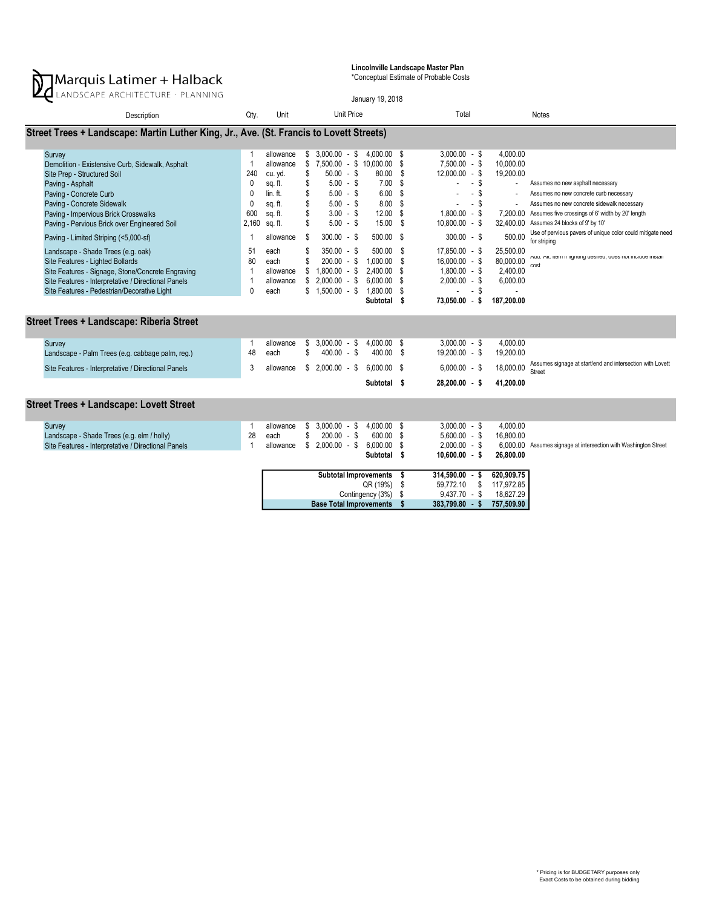Marquis Latimer + Halback
LANDSCAPE ARCHITECTURE · PLANNING

**Lincolnville Landscape Master Plan**
*Conceptual Estimate of Probable Costs

January 19, 2018

| Description | Qty. | Unit | Unit Price | Total | Notes |
|---|---|---|---|---|---|
| **Street Trees + Landscape: Martin Luther King, Jr., Ave. (St. Francis to Lovett Streets)** | | | | | |
| Survey | 1 | allowance | $ 3,000.00 - $ 4,000.00 | $ 3,000.00 - $ 4,000.00 | |
| Demolition - Existensive Curb, Sidewalk, Asphalt | 1 | allowance | $ 7,500.00 - $ 10,000.00 | $ 7,500.00 - $ 10,000.00 | |
| Site Prep - Structured Soil | 240 | cu. yd. | $ 50.00 - $ 80.00 | $ 12,000.00 - $ 19,200.00 | |
| Paving - Asphalt | 0 | sq. ft. | $ 5.00 - $ 7.00 | $ - - $ - | Assumes no new asphalt necessary |
| Paving - Concrete Curb | 0 | lin. ft. | $ 5.00 - $ 6.00 | $ - - $ - | Assumes no new concrete curb necessary |
| Paving - Concrete Sidewalk | 0 | sq. ft. | $ 5.00 - $ 8.00 | $ - - $ - | Assumes no new concrete sidewalk necessary |
| Paving - Impervious Brick Crosswalks | 600 | sq. ft. | $ 3.00 - $ 12.00 | $ 1,800.00 - $ 7,200.00 | Assumes five crossings of 6' width by 20' length |
| Paving - Pervious Brick over Engineered Soil | 2,160 | sq. ft. | $ 5.00 - $ 15.00 | $ 10,800.00 - $ 32,400.00 | Assumes 24 blocks of 9' by 10' |
| Paving - Limited Striping (<5,000-sf) | 1 | allowance | $ 300.00 - $ 500.00 | $ 300.00 - $ 500.00 | Use of pervious pavers of unique color could mitigate need for striping |
| Landscape - Shade Trees (e.g. oak) | 51 | each | $ 350.00 - $ 500.00 | $ 17,850.00 - $ 25,500.00 | |
| Site Features - Lighted Bollards | 80 | each | $ 200.00 - $ 1,000.00 | $ 16,000.00 - $ 80,000.00 | Add. Alt. item if lighting desired, does not include install cost |
| Site Features - Signage, Stone/Concrete Engraving | 1 | allowance | $ 1,800.00 - $ 2,400.00 | $ 1,800.00 - $ 2,400.00 | |
| Site Features - Interpretative / Directional Panels | 1 | allowance | $ 2,000.00 - $ 6,000.00 | $ 2,000.00 - $ 6,000.00 | |
| Site Features - Pedestrian/Decorative Light | 0 | each | $ 1,500.00 - $ 1,800.00 | $ - - $ - | |
| | | | **Subtotal** | **$ 73,050.00 - $ 187,200.00** | |
| **Street Trees + Landscape: Riberia Street** | | | | | |
| Survey | 1 | allowance | $ 3,000.00 - $ 4,000.00 | $ 3,000.00 - $ 4,000.00 | |
| Landscape - Palm Trees (e.g. cabbage palm, reg.) | 48 | each | $ 400.00 - $ 400.00 | $ 19,200.00 - $ 19,200.00 | |
| Site Features - Interpretative / Directional Panels | 3 | allowance | $ 2,000.00 - $ 6,000.00 | $ 6,000.00 - $ 18,000.00 | Assumes signage at start/end and intersection with Lovett Street |
| | | | **Subtotal** | **$ 28,200.00 - $ 41,200.00** | |
| **Street Trees + Landscape: Lovett Street** | | | | | |
| Survey | 1 | allowance | $ 3,000.00 - $ 4,000.00 | $ 3,000.00 - $ 4,000.00 | |
| Landscape - Shade Trees (e.g. elm / holly) | 28 | each | $ 200.00 - $ 600.00 | $ 5,600.00 - $ 16,800.00 | |
| Site Features - Interpretative / Directional Panels | 1 | allowance | $ 2,000.00 - $ 6,000.00 | $ 2,000.00 - $ 6,000.00 | Assumes signage at intersection with Washington Street |
| | | | **Subtotal** | **$ 10,600.00 - $ 26,800.00** | |

| | |
|---|---|
| **Subtotal Improvements** | **$ 314,590.00 - $ 620,909.75** |
| QR (19%) | $ 59,772.10 $ 117,972.85 |
| Contingency (3%) | $ 9,437.70 - $ 18,627.29 |
| **Base Total Improvements** | **$ 383,799.80 - $ 757,509.90** |

\* Pricing is for BUDGETARY purposes only
Exact Costs to be obtained during bidding